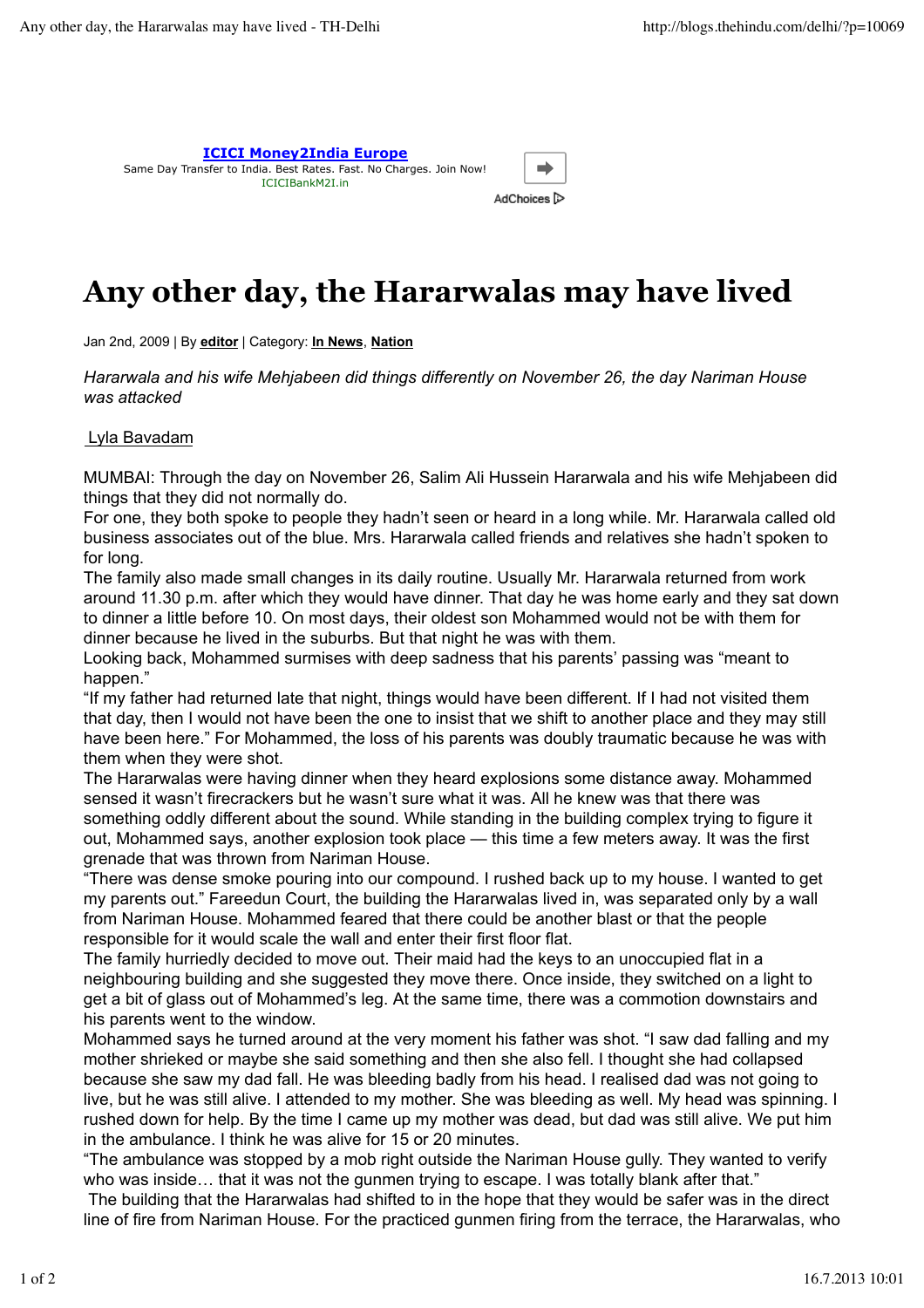# Any other day, the Hararwalas may have lived

Jan 2nd, 2009 | By **editor** | Category: **In News**, **Nation**

*Hararwala and his wife Mehjabeen did things differently on November 26, the day Nariman House was attacked*

Lyla Bavadam

MUMBAI: Through the day on November 26, Salim Ali Hussein Hararwala and his wife Mehjabeen did things that they did not normally do.

For one, they both spoke to people they hadn't seen or heard in a long while. Mr. Hararwala called old business associates out of the blue. Mrs. Hararwala called friends and relatives she hadn't spoken to for long.

The family also made small changes in its daily routine. Usually Mr. Hararwala returned from work around 11.30 p.m. after which they would have dinner. That day he was home early and they sat down to dinner a little before 10. On most days, their oldest son Mohammed would not be with them for dinner because he lived in the suburbs. But that night he was with them.

Looking back, Mohammed surmises with deep sadness that his parents' passing was "meant to happen."

"If my father had returned late that night, things would have been different. If I had not visited them that day, then I would not have been the one to insist that we shift to another place and they may still have been here." For Mohammed, the loss of his parents was doubly traumatic because he was with them when they were shot.

The Hararwalas were having dinner when they heard explosions some distance away. Mohammed sensed it wasn't firecrackers but he wasn't sure what it was. All he knew was that there was something oddly different about the sound. While standing in the building complex trying to figure it out, Mohammed says, another explosion took place — this time a few meters away. It was the first grenade that was thrown from Nariman House.

"There was dense smoke pouring into our compound. I rushed back up to my house. I wanted to get my parents out." Fareedun Court, the building the Hararwalas lived in, was separated only by a wall from Nariman House. Mohammed feared that there could be another blast or that the people responsible for it would scale the wall and enter their first floor flat.

The family hurriedly decided to move out. Their maid had the keys to an unoccupied flat in a neighbouring building and she suggested they move there. Once inside, they switched on a light to get a bit of glass out of Mohammed's leg. At the same time, there was a commotion downstairs and his parents went to the window.

Mohammed says he turned around at the very moment his father was shot. "I saw dad falling and my mother shrieked or maybe she said something and then she also fell. I thought she had collapsed because she saw my dad fall. He was bleeding badly from his head. I realised dad was not going to live, but he was still alive. I attended to my mother. She was bleeding as well. My head was spinning. I rushed down for help. By the time I came up my mother was dead, but dad was still alive. We put him in the ambulance. I think he was alive for 15 or 20 minutes.

"The ambulance was stopped by a mob right outside the Nariman House gully. They wanted to verify who was inside… that it was not the gunmen trying to escape. I was totally blank after that."

The building that the Hararwalas had shifted to in the hope that they would be safer was in the direct line of fire from Nariman House. For the practiced gunmen firing from the terrace, the Hararwalas, who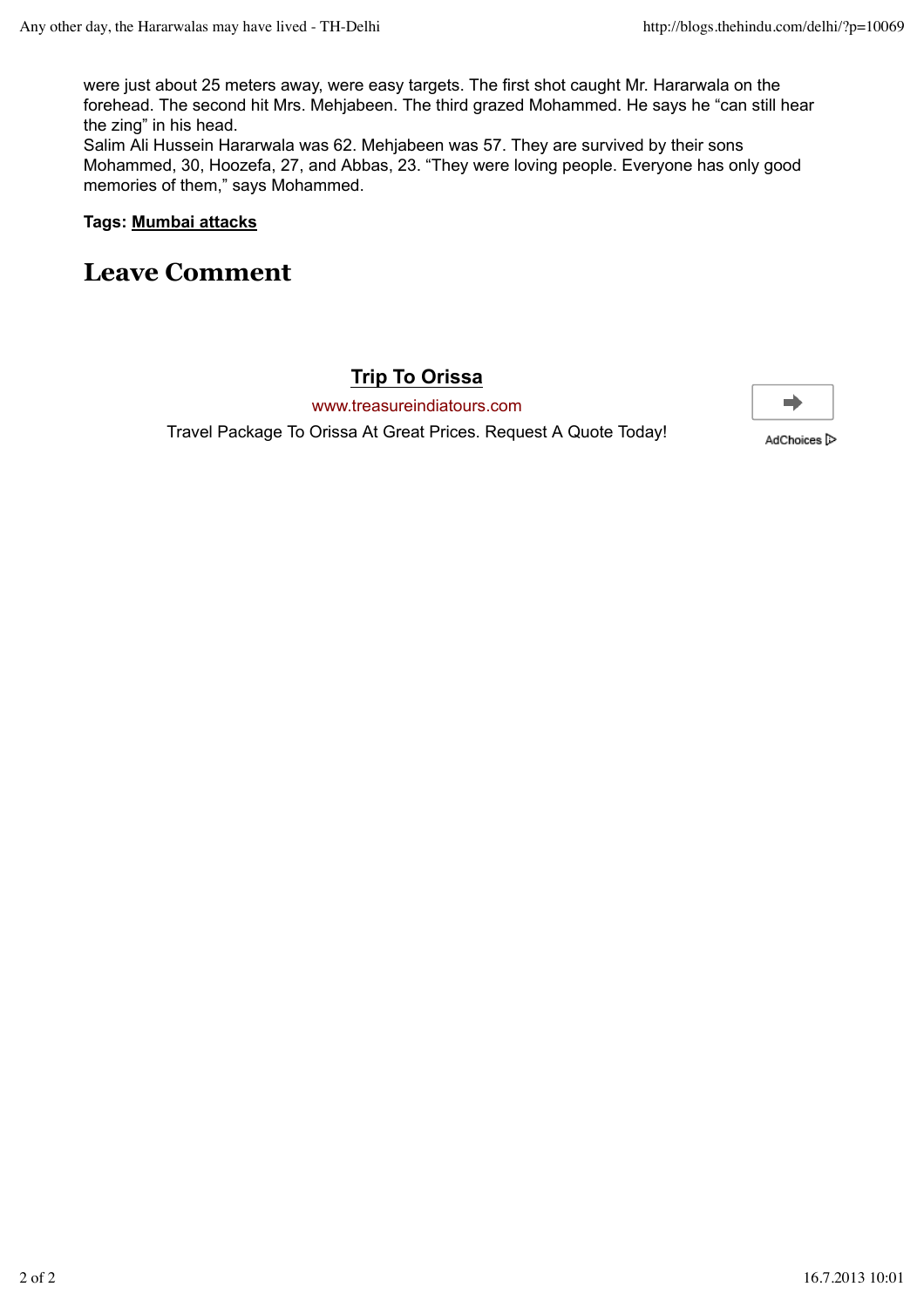were just about 25 meters away, were easy targets. The first shot caught Mr. Hararwala on the forehead. The second hit Mrs. Mehjabeen. The third grazed Mohammed. He says he “can still hear the zing” in his head.

Salim Ali Hussein Hararwala was 62. Mehjabeen was 57. They are survived by their sons Mohammed, 30, Hoozefa, 27, and Abbas, 23. “They were loving people. Everyone has only good memories of them,” says Mohammed.

**Tags: Mumbai attacks**

## Leave Comment

**Trip To Orissa**

www.treasureindiatours.com

Travel Package To Orissa At Great Prices. Request A Quote Today!

AdChoices